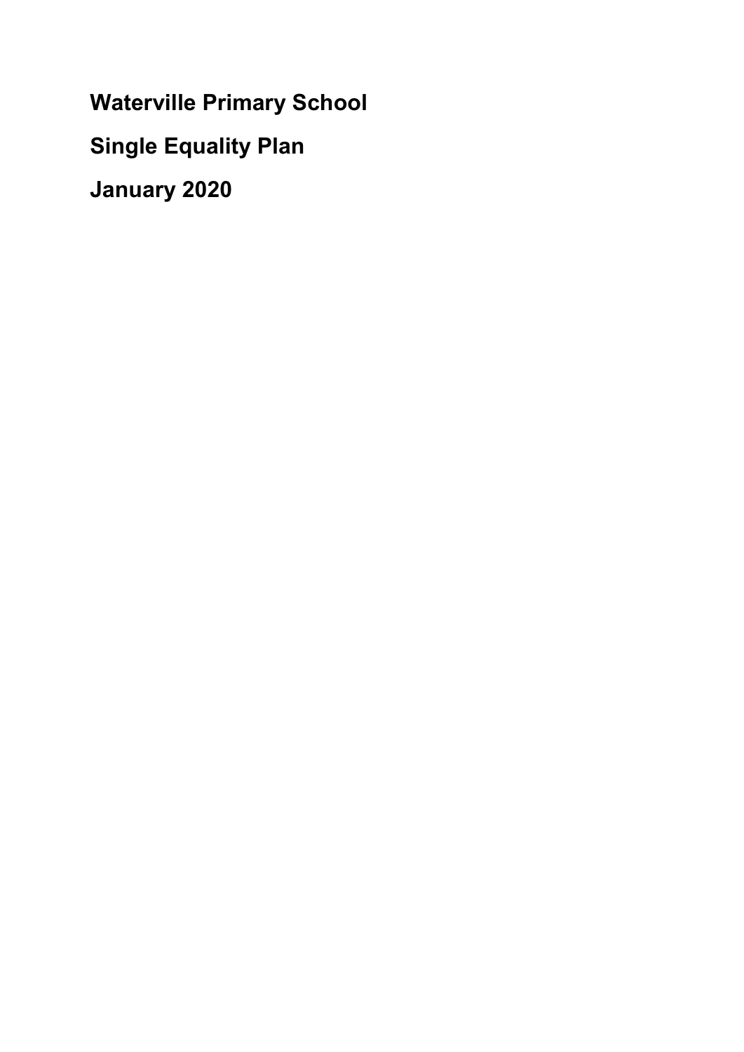# Waterville Primary School

## Single Equality Plan

## January 2020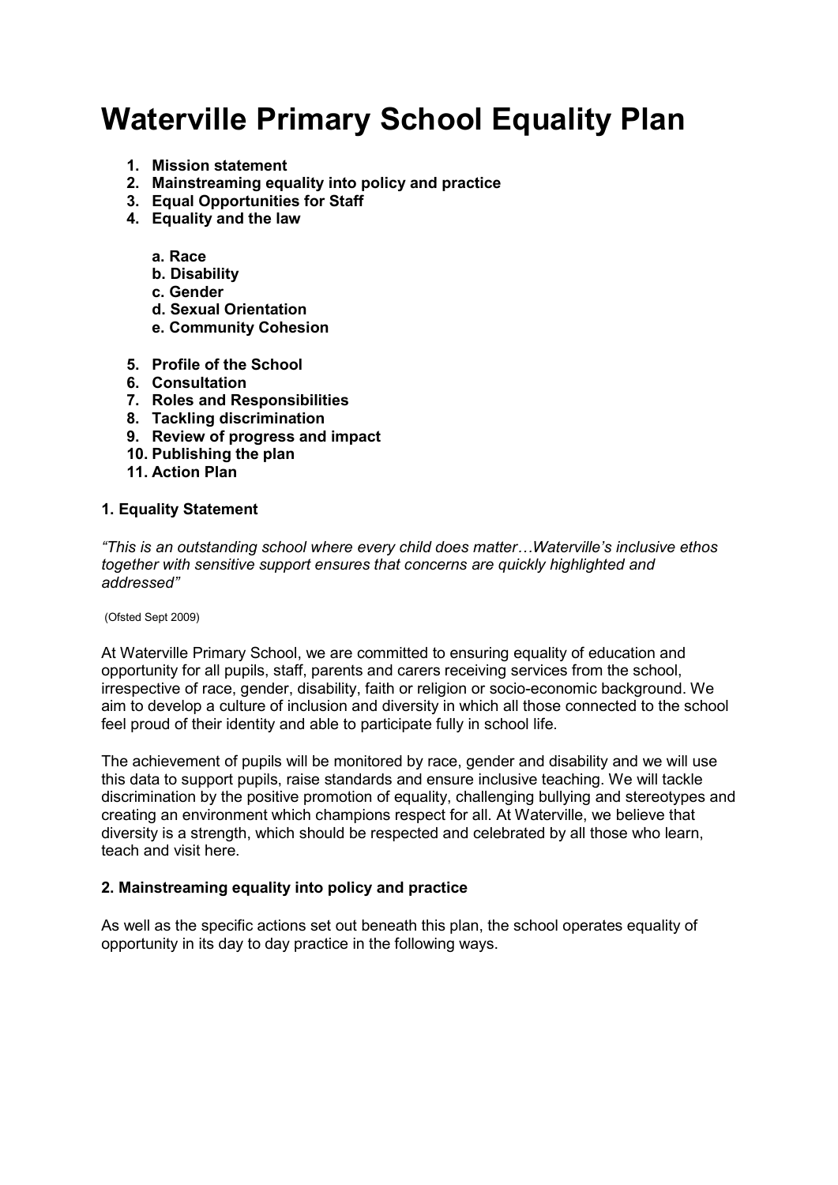# Waterville Primary School Equality Plan

1. **Mission statement**
2. **Mainstreaming equality into policy and practice**
3. **Equal Opportunities for Staff**
4. **Equality and the law**

    a. **Race**
    b. **Disability**
    c. **Gender**
    d. **Sexual Orientation**
    e. **Community Cohesion**

5. **Profile of the School**
6. **Consultation**
7. **Roles and Responsibilities**
8. **Tackling discrimination**
9. **Review of progress and impact**
10. **Publishing the plan**
11. **Action Plan**

### 1. Equality Statement

*"This is an outstanding school where every child does matter…Waterville's inclusive ethos together with sensitive support ensures that concerns are quickly highlighted and addressed"*

(Ofsted Sept 2009)

At Waterville Primary School, we are committed to ensuring equality of education and opportunity for all pupils, staff, parents and carers receiving services from the school, irrespective of race, gender, disability, faith or religion or socio-economic background. We aim to develop a culture of inclusion and diversity in which all those connected to the school feel proud of their identity and able to participate fully in school life.

The achievement of pupils will be monitored by race, gender and disability and we will use this data to support pupils, raise standards and ensure inclusive teaching. We will tackle discrimination by the positive promotion of equality, challenging bullying and stereotypes and creating an environment which champions respect for all. At Waterville, we believe that diversity is a strength, which should be respected and celebrated by all those who learn, teach and visit here.

### 2. Mainstreaming equality into policy and practice

As well as the specific actions set out beneath this plan, the school operates equality of opportunity in its day to day practice in the following ways.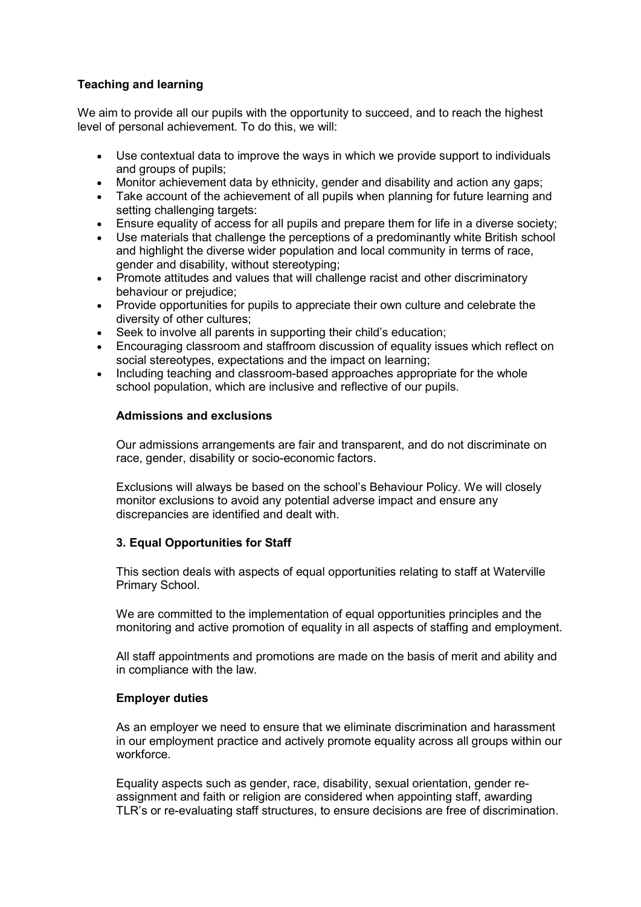**Teaching and learning**

We aim to provide all our pupils with the opportunity to succeed, and to reach the highest level of personal achievement. To do this, we will:

- Use contextual data to improve the ways in which we provide support to individuals and groups of pupils;
- Monitor achievement data by ethnicity, gender and disability and action any gaps;
- Take account of the achievement of all pupils when planning for future learning and setting challenging targets:
- Ensure equality of access for all pupils and prepare them for life in a diverse society;
- Use materials that challenge the perceptions of a predominantly white British school and highlight the diverse wider population and local community in terms of race, gender and disability, without stereotyping;
- Promote attitudes and values that will challenge racist and other discriminatory behaviour or prejudice;
- Provide opportunities for pupils to appreciate their own culture and celebrate the diversity of other cultures;
- Seek to involve all parents in supporting their child's education;
- Encouraging classroom and staffroom discussion of equality issues which reflect on social stereotypes, expectations and the impact on learning;
- Including teaching and classroom-based approaches appropriate for the whole school population, which are inclusive and reflective of our pupils.

**Admissions and exclusions**

Our admissions arrangements are fair and transparent, and do not discriminate on race, gender, disability or socio-economic factors.

Exclusions will always be based on the school's Behaviour Policy. We will closely monitor exclusions to avoid any potential adverse impact and ensure any discrepancies are identified and dealt with.

**3. Equal Opportunities for Staff**

This section deals with aspects of equal opportunities relating to staff at Waterville Primary School.

We are committed to the implementation of equal opportunities principles and the monitoring and active promotion of equality in all aspects of staffing and employment.

All staff appointments and promotions are made on the basis of merit and ability and in compliance with the law.

**Employer duties**

As an employer we need to ensure that we eliminate discrimination and harassment in our employment practice and actively promote equality across all groups within our workforce.

Equality aspects such as gender, race, disability, sexual orientation, gender re-assignment and faith or religion are considered when appointing staff, awarding TLR's or re-evaluating staff structures, to ensure decisions are free of discrimination.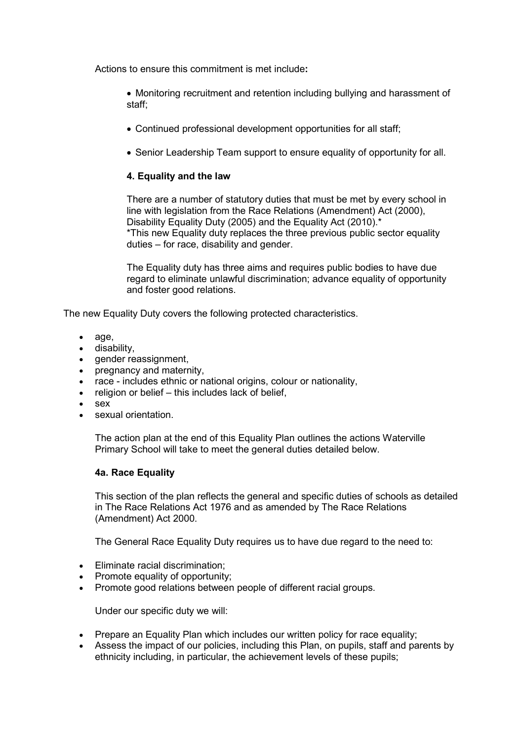Actions to ensure this commitment is met include**:**

- Monitoring recruitment and retention including bullying and harassment of staff;
- Continued professional development opportunities for all staff;
- Senior Leadership Team support to ensure equality of opportunity for all.

### 4. Equality and the law

There are a number of statutory duties that must be met by every school in line with legislation from the Race Relations (Amendment) Act (2000), Disability Equality Duty (2005) and the Equality Act (2010).*
*This new Equality duty replaces the three previous public sector equality duties – for race, disability and gender.

The Equality duty has three aims and requires public bodies to have due regard to eliminate unlawful discrimination; advance equality of opportunity and foster good relations.

The new Equality Duty covers the following protected characteristics.

- age,
- disability,
- gender reassignment,
- pregnancy and maternity,
- race - includes ethnic or national origins, colour or nationality,
- religion or belief – this includes lack of belief,
- sex
- sexual orientation.

The action plan at the end of this Equality Plan outlines the actions Waterville Primary School will take to meet the general duties detailed below.

### 4a. Race Equality

This section of the plan reflects the general and specific duties of schools as detailed in The Race Relations Act 1976 and as amended by The Race Relations (Amendment) Act 2000.

The General Race Equality Duty requires us to have due regard to the need to:

- Eliminate racial discrimination;
- Promote equality of opportunity;
- Promote good relations between people of different racial groups.

Under our specific duty we will:

- Prepare an Equality Plan which includes our written policy for race equality;
- Assess the impact of our policies, including this Plan, on pupils, staff and parents by ethnicity including, in particular, the achievement levels of these pupils;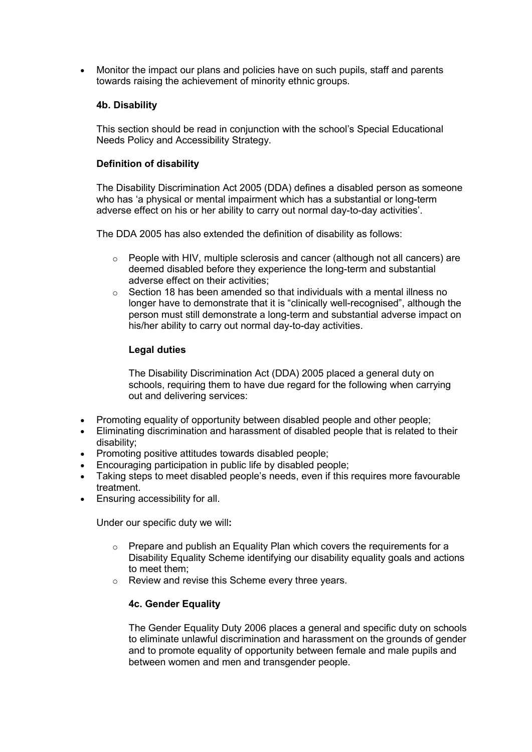- Monitor the impact our plans and policies have on such pupils, staff and parents towards raising the achievement of minority ethnic groups.

#### 4b. Disability

This section should be read in conjunction with the school's Special Educational Needs Policy and Accessibility Strategy.

**Definition of disability**

The Disability Discrimination Act 2005 (DDA) defines a disabled person as someone who has 'a physical or mental impairment which has a substantial or long-term adverse effect on his or her ability to carry out normal day-to-day activities'.

The DDA 2005 has also extended the definition of disability as follows:

- People with HIV, multiple sclerosis and cancer (although not all cancers) are deemed disabled before they experience the long-term and substantial adverse effect on their activities;
- Section 18 has been amended so that individuals with a mental illness no longer have to demonstrate that it is "clinically well-recognised", although the person must still demonstrate a long-term and substantial adverse impact on his/her ability to carry out normal day-to-day activities.

**Legal duties**

The Disability Discrimination Act (DDA) 2005 placed a general duty on schools, requiring them to have due regard for the following when carrying out and delivering services:

- Promoting equality of opportunity between disabled people and other people;
- Eliminating discrimination and harassment of disabled people that is related to their disability;
- Promoting positive attitudes towards disabled people;
- Encouraging participation in public life by disabled people;
- Taking steps to meet disabled people's needs, even if this requires more favourable treatment.
- Ensuring accessibility for all.

Under our specific duty we will**:**

- Prepare and publish an Equality Plan which covers the requirements for a Disability Equality Scheme identifying our disability equality goals and actions to meet them;
- Review and revise this Scheme every three years.

#### 4c. Gender Equality

The Gender Equality Duty 2006 places a general and specific duty on schools to eliminate unlawful discrimination and harassment on the grounds of gender and to promote equality of opportunity between female and male pupils and between women and men and transgender people.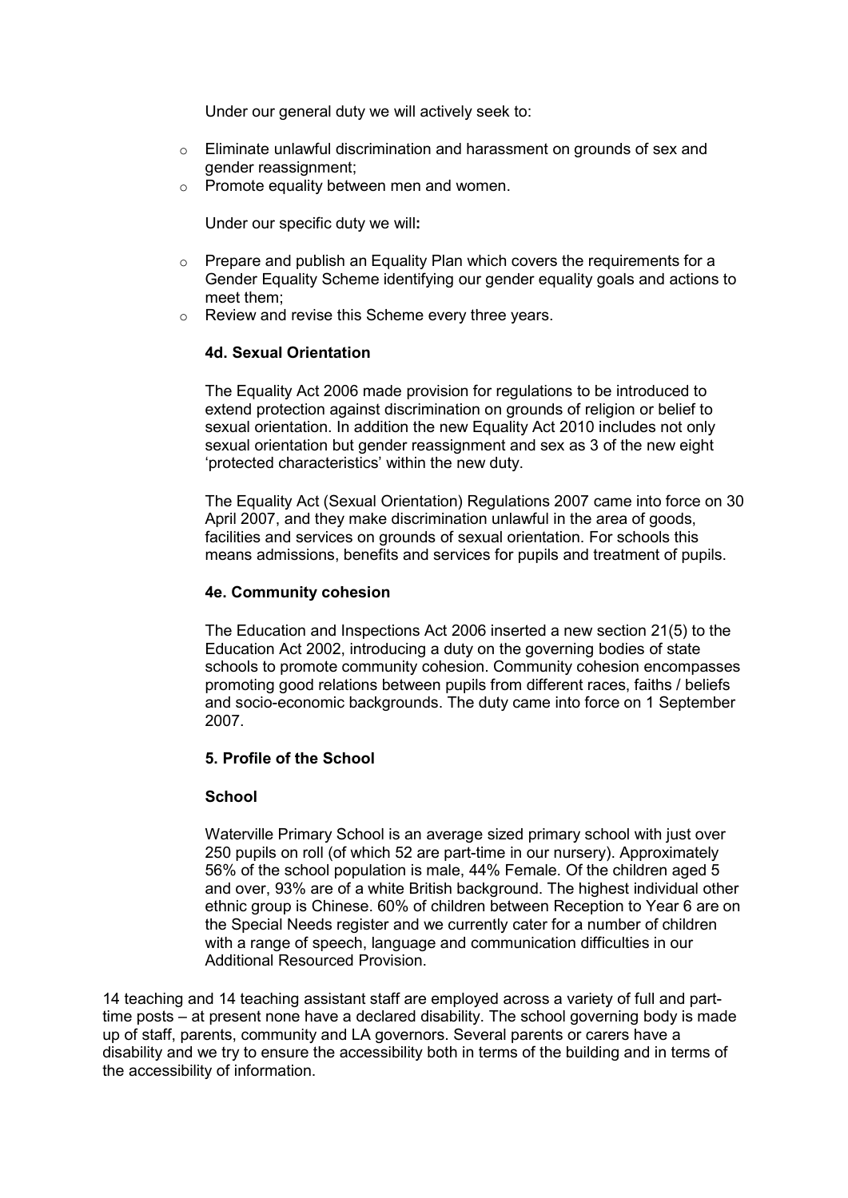Under our general duty we will actively seek to:

- Eliminate unlawful discrimination and harassment on grounds of sex and gender reassignment;
- Promote equality between men and women.

Under our specific duty we will**:**

- Prepare and publish an Equality Plan which covers the requirements for a Gender Equality Scheme identifying our gender equality goals and actions to meet them;
- Review and revise this Scheme every three years.

#### 4d. Sexual Orientation

The Equality Act 2006 made provision for regulations to be introduced to extend protection against discrimination on grounds of religion or belief to sexual orientation. In addition the new Equality Act 2010 includes not only sexual orientation but gender reassignment and sex as 3 of the new eight 'protected characteristics' within the new duty.

The Equality Act (Sexual Orientation) Regulations 2007 came into force on 30 April 2007, and they make discrimination unlawful in the area of goods, facilities and services on grounds of sexual orientation. For schools this means admissions, benefits and services for pupils and treatment of pupils.

#### 4e. Community cohesion

The Education and Inspections Act 2006 inserted a new section 21(5) to the Education Act 2002, introducing a duty on the governing bodies of state schools to promote community cohesion. Community cohesion encompasses promoting good relations between pupils from different races, faiths / beliefs and socio-economic backgrounds. The duty came into force on 1 September 2007.

### 5. Profile of the School

#### School

Waterville Primary School is an average sized primary school with just over 250 pupils on roll (of which 52 are part-time in our nursery). Approximately 56% of the school population is male, 44% Female. Of the children aged 5 and over, 93% are of a white British background. The highest individual other ethnic group is Chinese. 60% of children between Reception to Year 6 are on the Special Needs register and we currently cater for a number of children with a range of speech, language and communication difficulties in our Additional Resourced Provision.

14 teaching and 14 teaching assistant staff are employed across a variety of full and part-time posts – at present none have a declared disability. The school governing body is made up of staff, parents, community and LA governors. Several parents or carers have a disability and we try to ensure the accessibility both in terms of the building and in terms of the accessibility of information.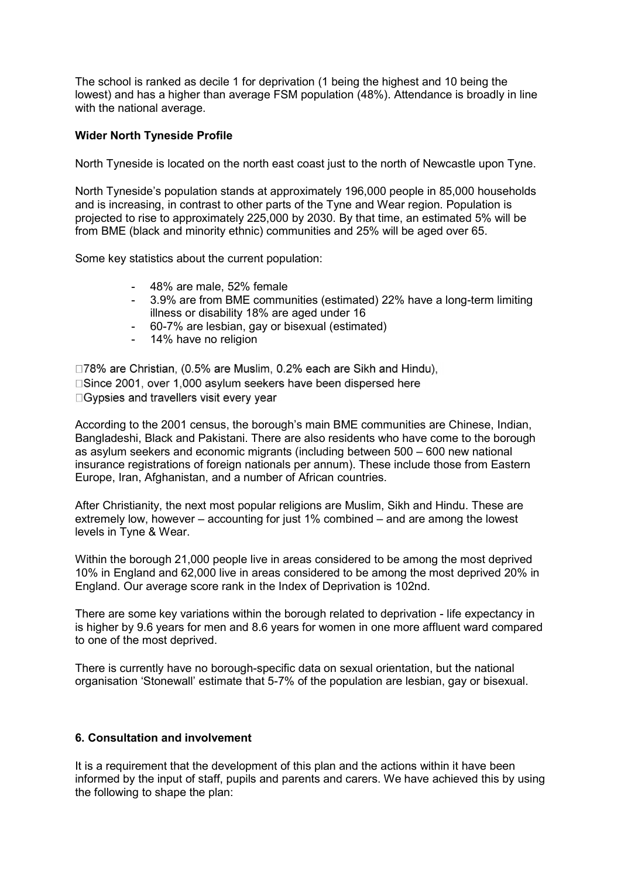The school is ranked as decile 1 for deprivation (1 being the highest and 10 being the lowest) and has a higher than average FSM population (48%). Attendance is broadly in line with the national average.

**Wider North Tyneside Profile**

North Tyneside is located on the north east coast just to the north of Newcastle upon Tyne.

North Tyneside's population stands at approximately 196,000 people in 85,000 households and is increasing, in contrast to other parts of the Tyne and Wear region. Population is projected to rise to approximately 225,000 by 2030. By that time, an estimated 5% will be from BME (black and minority ethnic) communities and 25% will be aged over 65.

Some key statistics about the current population:

- 48% are male, 52% female
- 3.9% are from BME communities (estimated) 22% have a long-term limiting illness or disability 18% are aged under 16
- 60-7% are lesbian, gay or bisexual (estimated)
- 14% have no religion

78% are Christian, (0.5% are Muslim, 0.2% each are Sikh and Hindu),
Since 2001, over 1,000 asylum seekers have been dispersed here
Gypsies and travellers visit every year

According to the 2001 census, the borough's main BME communities are Chinese, Indian, Bangladeshi, Black and Pakistani. There are also residents who have come to the borough as asylum seekers and economic migrants (including between 500 – 600 new national insurance registrations of foreign nationals per annum). These include those from Eastern Europe, Iran, Afghanistan, and a number of African countries.

After Christianity, the next most popular religions are Muslim, Sikh and Hindu. These are extremely low, however – accounting for just 1% combined – and are among the lowest levels in Tyne & Wear.

Within the borough 21,000 people live in areas considered to be among the most deprived 10% in England and 62,000 live in areas considered to be among the most deprived 20% in England. Our average score rank in the Index of Deprivation is 102nd.

There are some key variations within the borough related to deprivation - life expectancy in is higher by 9.6 years for men and 8.6 years for women in one more affluent ward compared to one of the most deprived.

There is currently have no borough-specific data on sexual orientation, but the national organisation 'Stonewall' estimate that 5-7% of the population are lesbian, gay or bisexual.

**6. Consultation and involvement**

It is a requirement that the development of this plan and the actions within it have been informed by the input of staff, pupils and parents and carers. We have achieved this by using the following to shape the plan: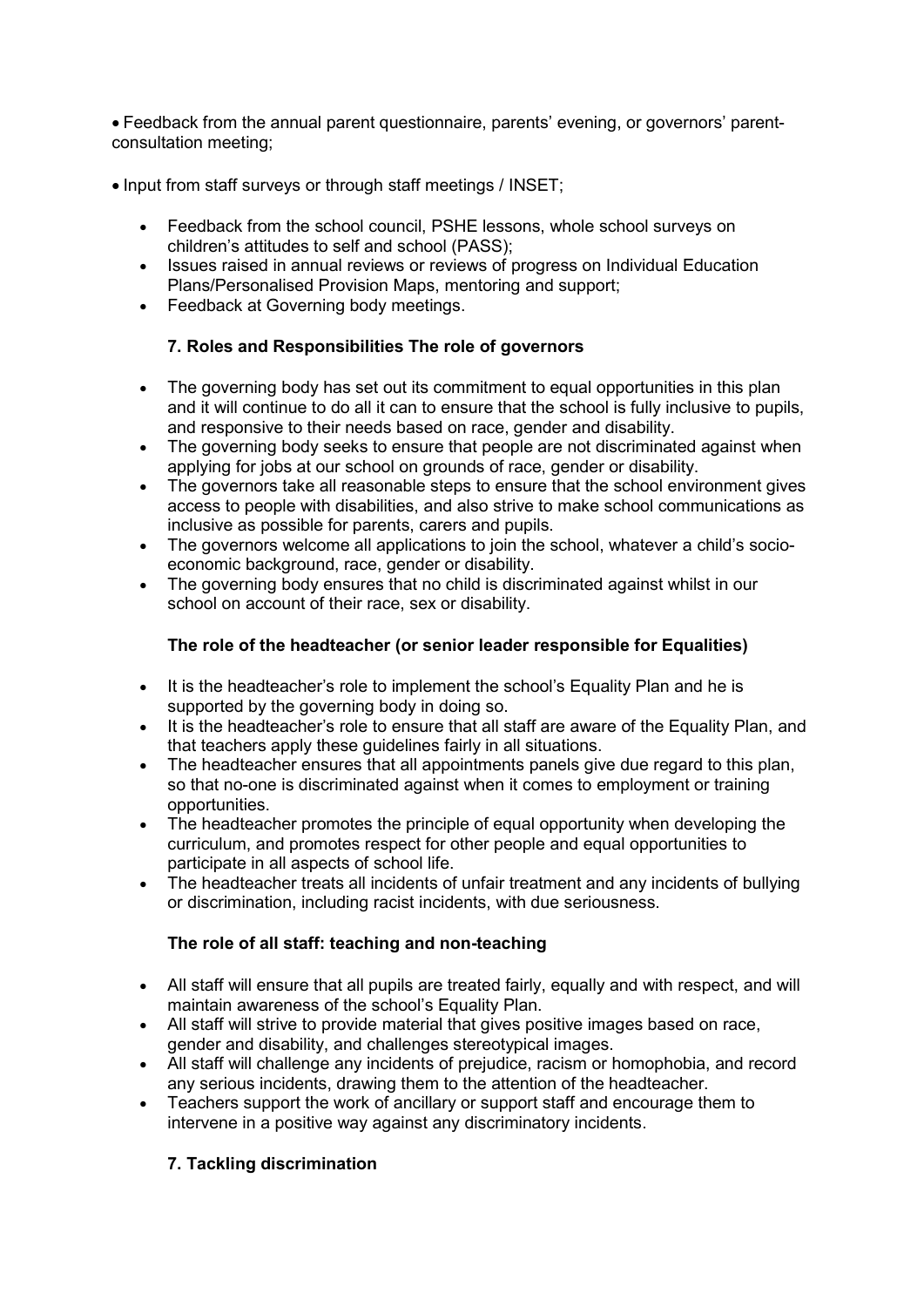- Feedback from the annual parent questionnaire, parents' evening, or governors' parent-consultation meeting;

- Input from staff surveys or through staff meetings / INSET;

- Feedback from the school council, PSHE lessons, whole school surveys on children's attitudes to self and school (PASS);
- Issues raised in annual reviews or reviews of progress on Individual Education Plans/Personalised Provision Maps, mentoring and support;
- Feedback at Governing body meetings.

### 7. Roles and Responsibilities The role of governors

- The governing body has set out its commitment to equal opportunities in this plan and it will continue to do all it can to ensure that the school is fully inclusive to pupils, and responsive to their needs based on race, gender and disability.
- The governing body seeks to ensure that people are not discriminated against when applying for jobs at our school on grounds of race, gender or disability.
- The governors take all reasonable steps to ensure that the school environment gives access to people with disabilities, and also strive to make school communications as inclusive as possible for parents, carers and pupils.
- The governors welcome all applications to join the school, whatever a child's socio-economic background, race, gender or disability.
- The governing body ensures that no child is discriminated against whilst in our school on account of their race, sex or disability.

### The role of the headteacher (or senior leader responsible for Equalities)

- It is the headteacher's role to implement the school's Equality Plan and he is supported by the governing body in doing so.
- It is the headteacher's role to ensure that all staff are aware of the Equality Plan, and that teachers apply these guidelines fairly in all situations.
- The headteacher ensures that all appointments panels give due regard to this plan, so that no-one is discriminated against when it comes to employment or training opportunities.
- The headteacher promotes the principle of equal opportunity when developing the curriculum, and promotes respect for other people and equal opportunities to participate in all aspects of school life.
- The headteacher treats all incidents of unfair treatment and any incidents of bullying or discrimination, including racist incidents, with due seriousness.

### The role of all staff: teaching and non-teaching

- All staff will ensure that all pupils are treated fairly, equally and with respect, and will maintain awareness of the school's Equality Plan.
- All staff will strive to provide material that gives positive images based on race, gender and disability, and challenges stereotypical images.
- All staff will challenge any incidents of prejudice, racism or homophobia, and record any serious incidents, drawing them to the attention of the headteacher.
- Teachers support the work of ancillary or support staff and encourage them to intervene in a positive way against any discriminatory incidents.

### 7. Tackling discrimination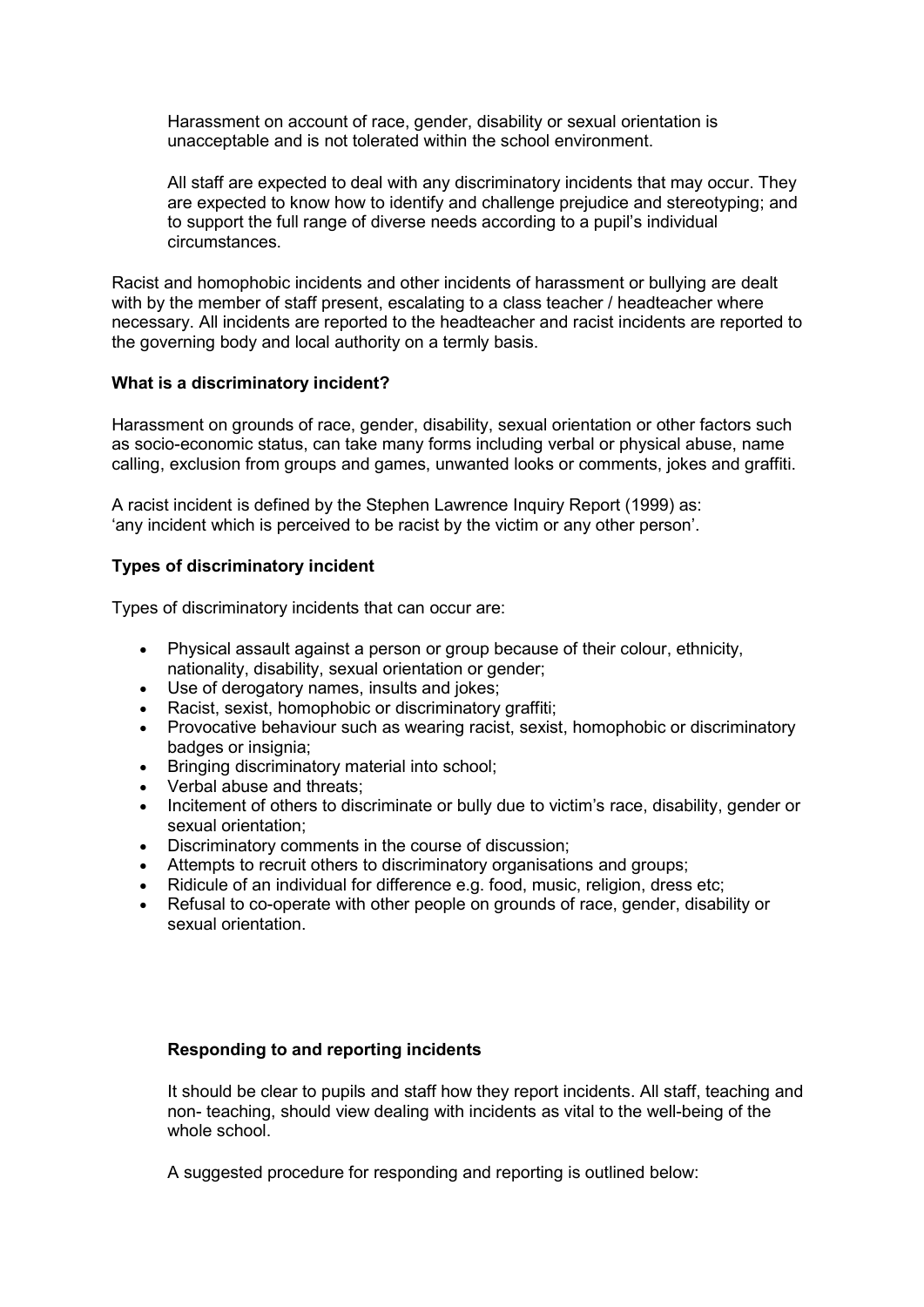Harassment on account of race, gender, disability or sexual orientation is unacceptable and is not tolerated within the school environment.

All staff are expected to deal with any discriminatory incidents that may occur. They are expected to know how to identify and challenge prejudice and stereotyping; and to support the full range of diverse needs according to a pupil's individual circumstances.

Racist and homophobic incidents and other incidents of harassment or bullying are dealt with by the member of staff present, escalating to a class teacher / headteacher where necessary. All incidents are reported to the headteacher and racist incidents are reported to the governing body and local authority on a termly basis.

**What is a discriminatory incident?**

Harassment on grounds of race, gender, disability, sexual orientation or other factors such as socio-economic status, can take many forms including verbal or physical abuse, name calling, exclusion from groups and games, unwanted looks or comments, jokes and graffiti.

A racist incident is defined by the Stephen Lawrence Inquiry Report (1999) as: 'any incident which is perceived to be racist by the victim or any other person'.

**Types of discriminatory incident**

Types of discriminatory incidents that can occur are:

- Physical assault against a person or group because of their colour, ethnicity, nationality, disability, sexual orientation or gender;
- Use of derogatory names, insults and jokes;
- Racist, sexist, homophobic or discriminatory graffiti;
- Provocative behaviour such as wearing racist, sexist, homophobic or discriminatory badges or insignia;
- Bringing discriminatory material into school;
- Verbal abuse and threats;
- Incitement of others to discriminate or bully due to victim's race, disability, gender or sexual orientation;
- Discriminatory comments in the course of discussion;
- Attempts to recruit others to discriminatory organisations and groups;
- Ridicule of an individual for difference e.g. food, music, religion, dress etc;
- Refusal to co-operate with other people on grounds of race, gender, disability or sexual orientation.

**Responding to and reporting incidents**

It should be clear to pupils and staff how they report incidents. All staff, teaching and non- teaching, should view dealing with incidents as vital to the well-being of the whole school.

A suggested procedure for responding and reporting is outlined below: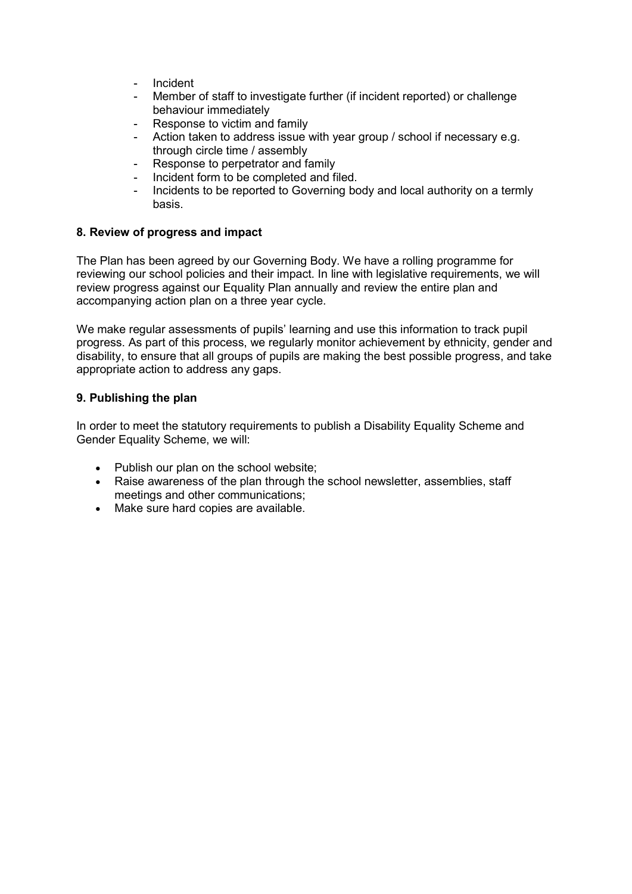- Incident
- Member of staff to investigate further (if incident reported) or challenge behaviour immediately
- Response to victim and family
- Action taken to address issue with year group / school if necessary e.g. through circle time / assembly
- Response to perpetrator and family
- Incident form to be completed and filed.
- Incidents to be reported to Governing body and local authority on a termly basis.

**8. Review of progress and impact**

The Plan has been agreed by our Governing Body. We have a rolling programme for reviewing our school policies and their impact. In line with legislative requirements, we will review progress against our Equality Plan annually and review the entire plan and accompanying action plan on a three year cycle.

We make regular assessments of pupils' learning and use this information to track pupil progress. As part of this process, we regularly monitor achievement by ethnicity, gender and disability, to ensure that all groups of pupils are making the best possible progress, and take appropriate action to address any gaps.

**9. Publishing the plan**

In order to meet the statutory requirements to publish a Disability Equality Scheme and Gender Equality Scheme, we will:

- Publish our plan on the school website;
- Raise awareness of the plan through the school newsletter, assemblies, staff meetings and other communications;
- Make sure hard copies are available.